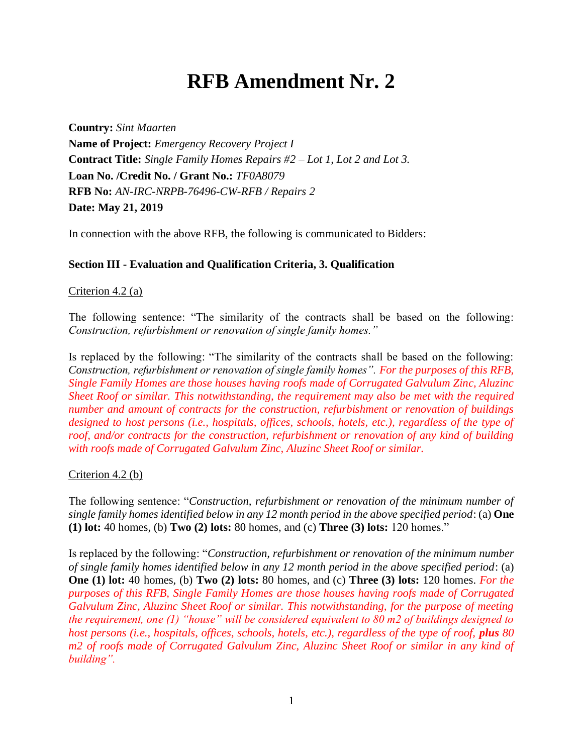# RFB Amendment Nr. 2

**Country:** *Sint Maarten*
**Name of Project:** *Emergency Recovery Project I*
**Contract Title:** *Single Family Homes Repairs #2 – Lot 1, Lot 2 and Lot 3.*
**Loan No. /Credit No. / Grant No.:** *TF0A8079*
**RFB No:** *AN-IRC-NRPB-76496-CW-RFB / Repairs 2*
**Date: May 21, 2019**

In connection with the above RFB, the following is communicated to Bidders:

**Section III - Evaluation and Qualification Criteria, 3. Qualification**

Criterion 4.2 (a)

The following sentence: "The similarity of the contracts shall be based on the following: *Construction, refurbishment or renovation of single family homes."*

Is replaced by the following: "The similarity of the contracts shall be based on the following: *Construction, refurbishment or renovation of single family homes". For the purposes of this RFB, Single Family Homes are those houses having roofs made of Corrugated Galvulum Zinc, Aluzinc Sheet Roof or similar. This notwithstanding, the requirement may also be met with the required number and amount of contracts for the construction, refurbishment or renovation of buildings designed to host persons (i.e., hospitals, offices, schools, hotels, etc.), regardless of the type of roof, and/or contracts for the construction, refurbishment or renovation of any kind of building with roofs made of Corrugated Galvulum Zinc, Aluzinc Sheet Roof or similar.*

Criterion 4.2 (b)

The following sentence: "*Construction, refurbishment or renovation of the minimum number of single family homes identified below in any 12 month period in the above specified period*: (a) **One (1) lot:** 40 homes, (b) **Two (2) lots:** 80 homes, and (c) **Three (3) lots:** 120 homes."

Is replaced by the following: "*Construction, refurbishment or renovation of the minimum number of single family homes identified below in any 12 month period in the above specified period*: (a) **One (1) lot:** 40 homes, (b) **Two (2) lots:** 80 homes, and (c) **Three (3) lots:** 120 homes. *For the purposes of this RFB, Single Family Homes are those houses having roofs made of Corrugated Galvulum Zinc, Aluzinc Sheet Roof or similar. This notwithstanding, for the purpose of meeting the requirement, one (1) "house" will be considered equivalent to 80 m2 of buildings designed to host persons (i.e., hospitals, offices, schools, hotels, etc.), regardless of the type of roof,* ***plus*** *80 m2 of roofs made of Corrugated Galvulum Zinc, Aluzinc Sheet Roof or similar in any kind of building".*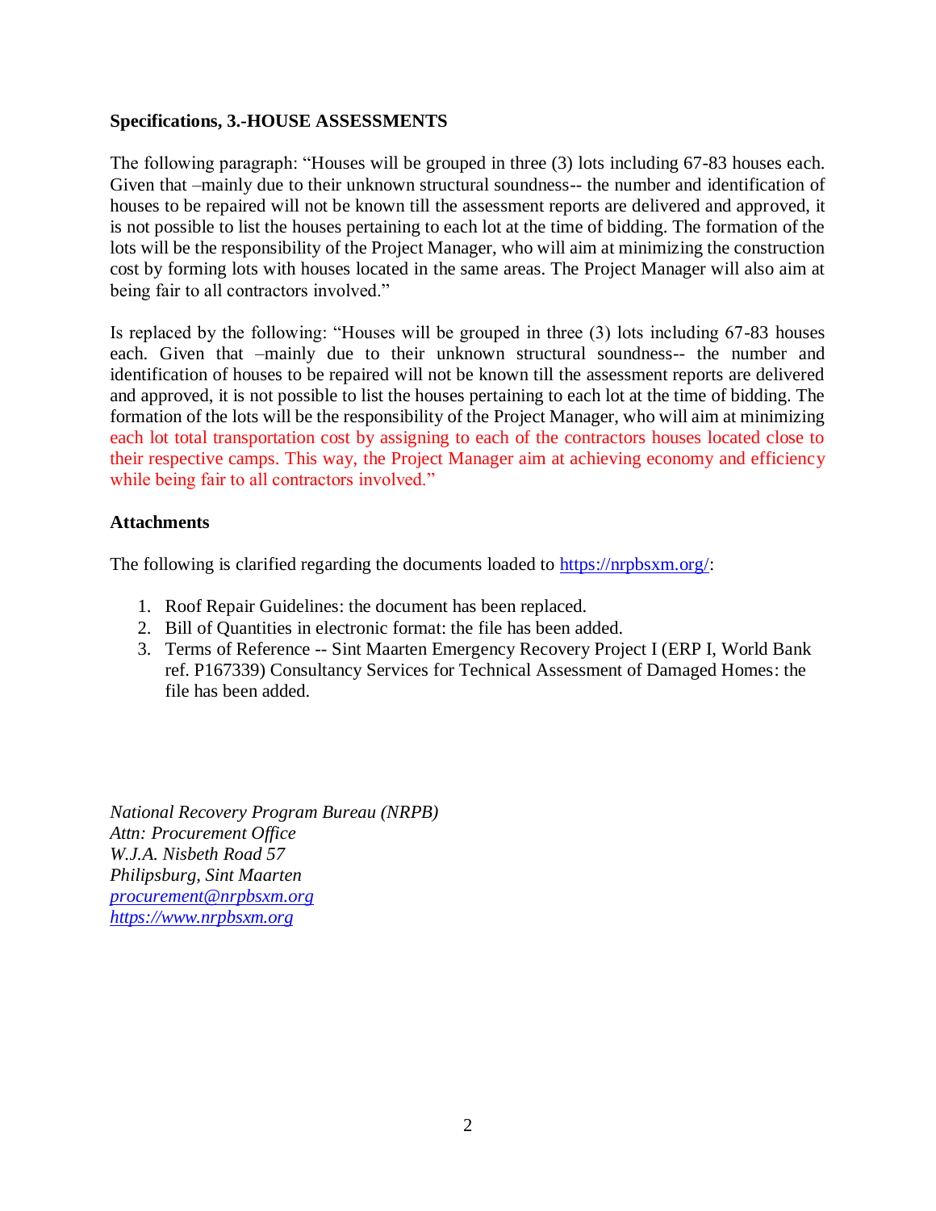**Specifications, 3.-HOUSE ASSESSMENTS**

The following paragraph: "Houses will be grouped in three (3) lots including 67-83 houses each. Given that –mainly due to their unknown structural soundness-- the number and identification of houses to be repaired will not be known till the assessment reports are delivered and approved, it is not possible to list the houses pertaining to each lot at the time of bidding. The formation of the lots will be the responsibility of the Project Manager, who will aim at minimizing the construction cost by forming lots with houses located in the same areas. The Project Manager will also aim at being fair to all contractors involved."

Is replaced by the following: "Houses will be grouped in three (3) lots including 67-83 houses each. Given that –mainly due to their unknown structural soundness-- the number and identification of houses to be repaired will not be known till the assessment reports are delivered and approved, it is not possible to list the houses pertaining to each lot at the time of bidding. The formation of the lots will be the responsibility of the Project Manager, who will aim at minimizing each lot total transportation cost by assigning to each of the contractors houses located close to their respective camps. This way, the Project Manager aim at achieving economy and efficiency while being fair to all contractors involved."

**Attachments**

The following is clarified regarding the documents loaded to https://nrpbsxm.org/:

1. Roof Repair Guidelines: the document has been replaced.
2. Bill of Quantities in electronic format: the file has been added.
3. Terms of Reference -- Sint Maarten Emergency Recovery Project I (ERP I, World Bank ref. P167339) Consultancy Services for Technical Assessment of Damaged Homes: the file has been added.

*National Recovery Program Bureau (NRPB)*
*Attn: Procurement Office*
*W.J.A. Nisbeth Road 57*
*Philipsburg, Sint Maarten*
*procurement@nrpbsxm.org*
*https://www.nrpbsxm.org*